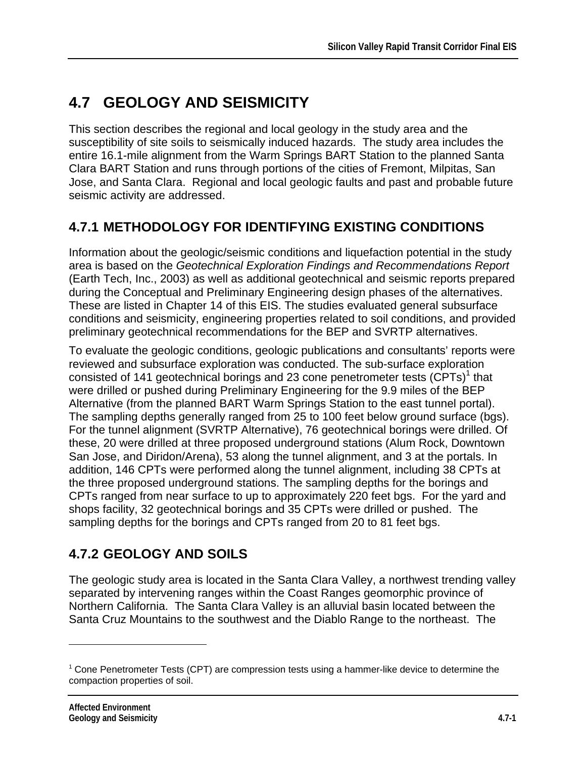# 4.7 GEOLOGY AND SEISMICITY

This section describes the regional and local geology in the study area and the susceptibility of site soils to seismically induced hazards. The study area includes the entire 16.1-mile alignment from the Warm Springs BART Station to the planned Santa Clara BART Station and runs through portions of the cities of Fremont, Milpitas, San Jose, and Santa Clara. Regional and local geologic faults and past and probable future seismic activity are addressed.

## 4.7.1 METHODOLOGY FOR IDENTIFYING EXISTING CONDITIONS

Information about the geologic/seismic conditions and liquefaction potential in the study area is based on the *Geotechnical Exploration Findings and Recommendations Report* (Earth Tech, Inc., 2003) as well as additional geotechnical and seismic reports prepared during the Conceptual and Preliminary Engineering design phases of the alternatives. These are listed in Chapter 14 of this EIS. The studies evaluated general subsurface conditions and seismicity, engineering properties related to soil conditions, and provided preliminary geotechnical recommendations for the BEP and SVRTP alternatives.

To evaluate the geologic conditions, geologic publications and consultants' reports were reviewed and subsurface exploration was conducted. The sub-surface exploration consisted of 141 geotechnical borings and 23 cone penetrometer tests (CPTs)[1] that were drilled or pushed during Preliminary Engineering for the 9.9 miles of the BEP Alternative (from the planned BART Warm Springs Station to the east tunnel portal). The sampling depths generally ranged from 25 to 100 feet below ground surface (bgs). For the tunnel alignment (SVRTP Alternative), 76 geotechnical borings were drilled. Of these, 20 were drilled at three proposed underground stations (Alum Rock, Downtown San Jose, and Diridon/Arena), 53 along the tunnel alignment, and 3 at the portals. In addition, 146 CPTs were performed along the tunnel alignment, including 38 CPTs at the three proposed underground stations. The sampling depths for the borings and CPTs ranged from near surface to up to approximately 220 feet bgs. For the yard and shops facility, 32 geotechnical borings and 35 CPTs were drilled or pushed. The sampling depths for the borings and CPTs ranged from 20 to 81 feet bgs.

## 4.7.2 GEOLOGY AND SOILS

The geologic study area is located in the Santa Clara Valley, a northwest trending valley separated by intervening ranges within the Coast Ranges geomorphic province of Northern California. The Santa Clara Valley is an alluvial basin located between the Santa Cruz Mountains to the southwest and the Diablo Range to the northeast. The

---

[1] Cone Penetrometer Tests (CPT) are compression tests using a hammer-like device to determine the compaction properties of soil.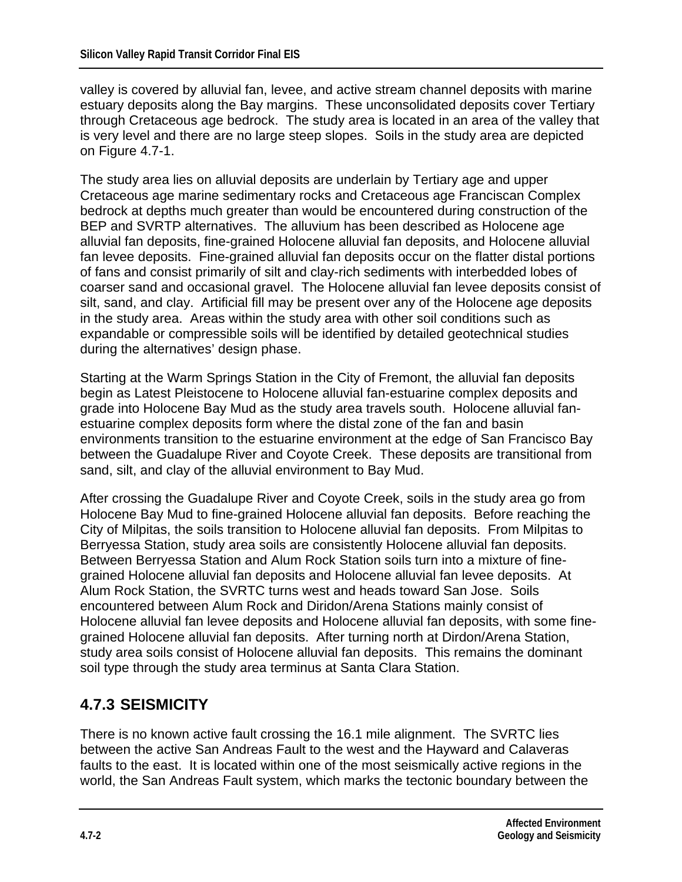valley is covered by alluvial fan, levee, and active stream channel deposits with marine estuary deposits along the Bay margins. These unconsolidated deposits cover Tertiary through Cretaceous age bedrock. The study area is located in an area of the valley that is very level and there are no large steep slopes. Soils in the study area are depicted on Figure 4.7-1.

The study area lies on alluvial deposits are underlain by Tertiary age and upper Cretaceous age marine sedimentary rocks and Cretaceous age Franciscan Complex bedrock at depths much greater than would be encountered during construction of the BEP and SVRTP alternatives. The alluvium has been described as Holocene age alluvial fan deposits, fine-grained Holocene alluvial fan deposits, and Holocene alluvial fan levee deposits. Fine-grained alluvial fan deposits occur on the flatter distal portions of fans and consist primarily of silt and clay-rich sediments with interbedded lobes of coarser sand and occasional gravel. The Holocene alluvial fan levee deposits consist of silt, sand, and clay. Artificial fill may be present over any of the Holocene age deposits in the study area. Areas within the study area with other soil conditions such as expandable or compressible soils will be identified by detailed geotechnical studies during the alternatives' design phase.

Starting at the Warm Springs Station in the City of Fremont, the alluvial fan deposits begin as Latest Pleistocene to Holocene alluvial fan-estuarine complex deposits and grade into Holocene Bay Mud as the study area travels south. Holocene alluvial fan-estuarine complex deposits form where the distal zone of the fan and basin environments transition to the estuarine environment at the edge of San Francisco Bay between the Guadalupe River and Coyote Creek. These deposits are transitional from sand, silt, and clay of the alluvial environment to Bay Mud.

After crossing the Guadalupe River and Coyote Creek, soils in the study area go from Holocene Bay Mud to fine-grained Holocene alluvial fan deposits. Before reaching the City of Milpitas, the soils transition to Holocene alluvial fan deposits. From Milpitas to Berryessa Station, study area soils are consistently Holocene alluvial fan deposits. Between Berryessa Station and Alum Rock Station soils turn into a mixture of fine-grained Holocene alluvial fan deposits and Holocene alluvial fan levee deposits. At Alum Rock Station, the SVRTC turns west and heads toward San Jose. Soils encountered between Alum Rock and Diridon/Arena Stations mainly consist of Holocene alluvial fan levee deposits and Holocene alluvial fan deposits, with some fine-grained Holocene alluvial fan deposits. After turning north at Dirdon/Arena Station, study area soils consist of Holocene alluvial fan deposits. This remains the dominant soil type through the study area terminus at Santa Clara Station.

## 4.7.3 SEISMICITY

There is no known active fault crossing the 16.1 mile alignment. The SVRTC lies between the active San Andreas Fault to the west and the Hayward and Calaveras faults to the east. It is located within one of the most seismically active regions in the world, the San Andreas Fault system, which marks the tectonic boundary between the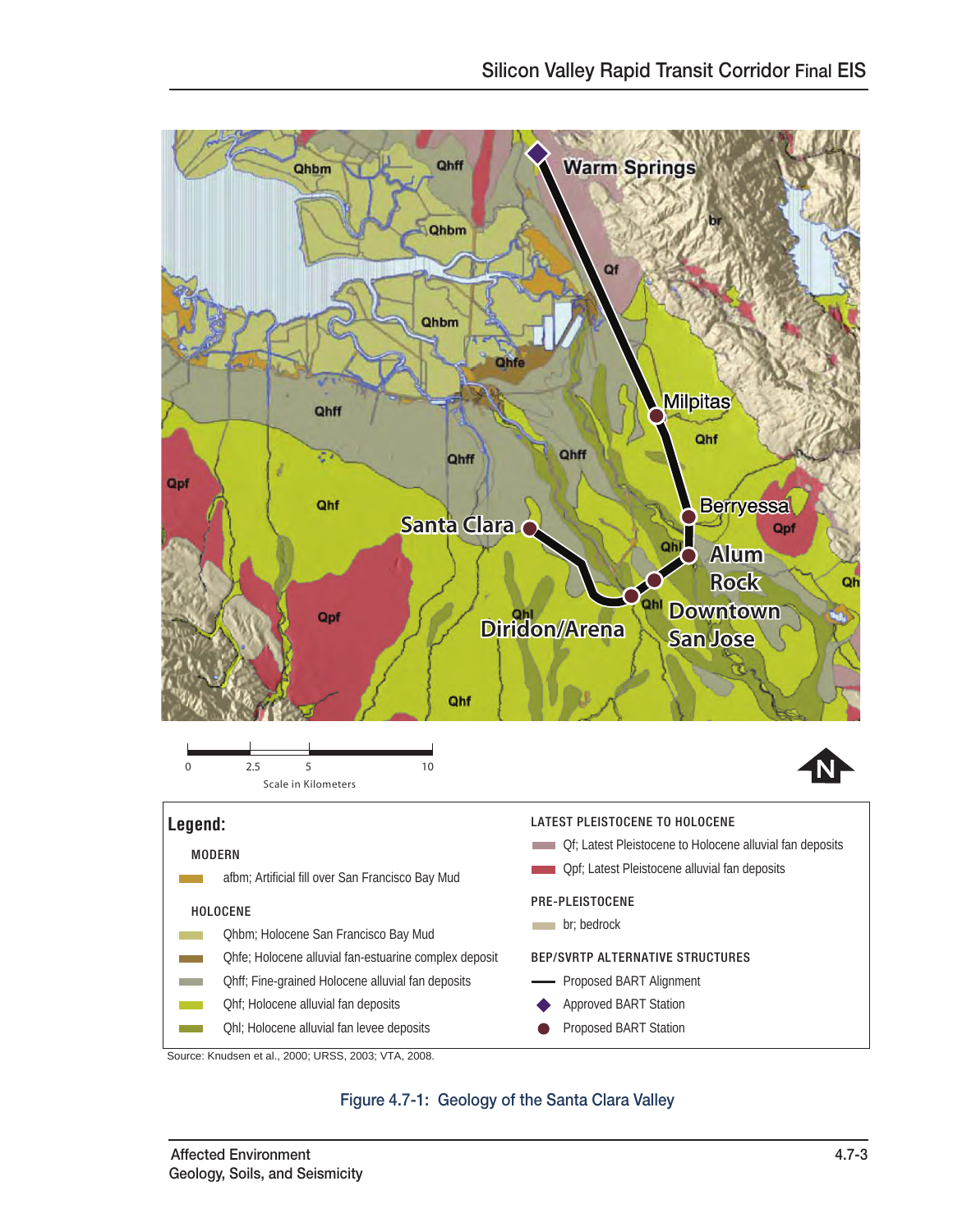Legend:

MODERN

- afbm; Artificial fill over San Francisco Bay Mud

HOLOCENE

- Qhbm; Holocene San Francisco Bay Mud
- Qhfe; Holocene alluvial fan-estuarine complex deposit
- Qhff; Fine-grained Holocene alluvial fan deposits
- Qhf; Holocene alluvial fan deposits
- Qhl; Holocene alluvial fan levee deposits

LATEST PLEISTOCENE TO HOLOCENE

- Qf; Latest Pleistocene to Holocene alluvial fan deposits
- Qpf; Latest Pleistocene alluvial fan deposits

PRE-PLEISTOCENE

- br; bedrock

BEP/SVRTP ALTERNATIVE STRUCTURES

- Proposed BART Alignment
- Approved BART Station
- Proposed BART Station

Source: Knudsen et al., 2000; URSS, 2003; VTA, 2008.

Figure 4.7-1: Geology of the Santa Clara Valley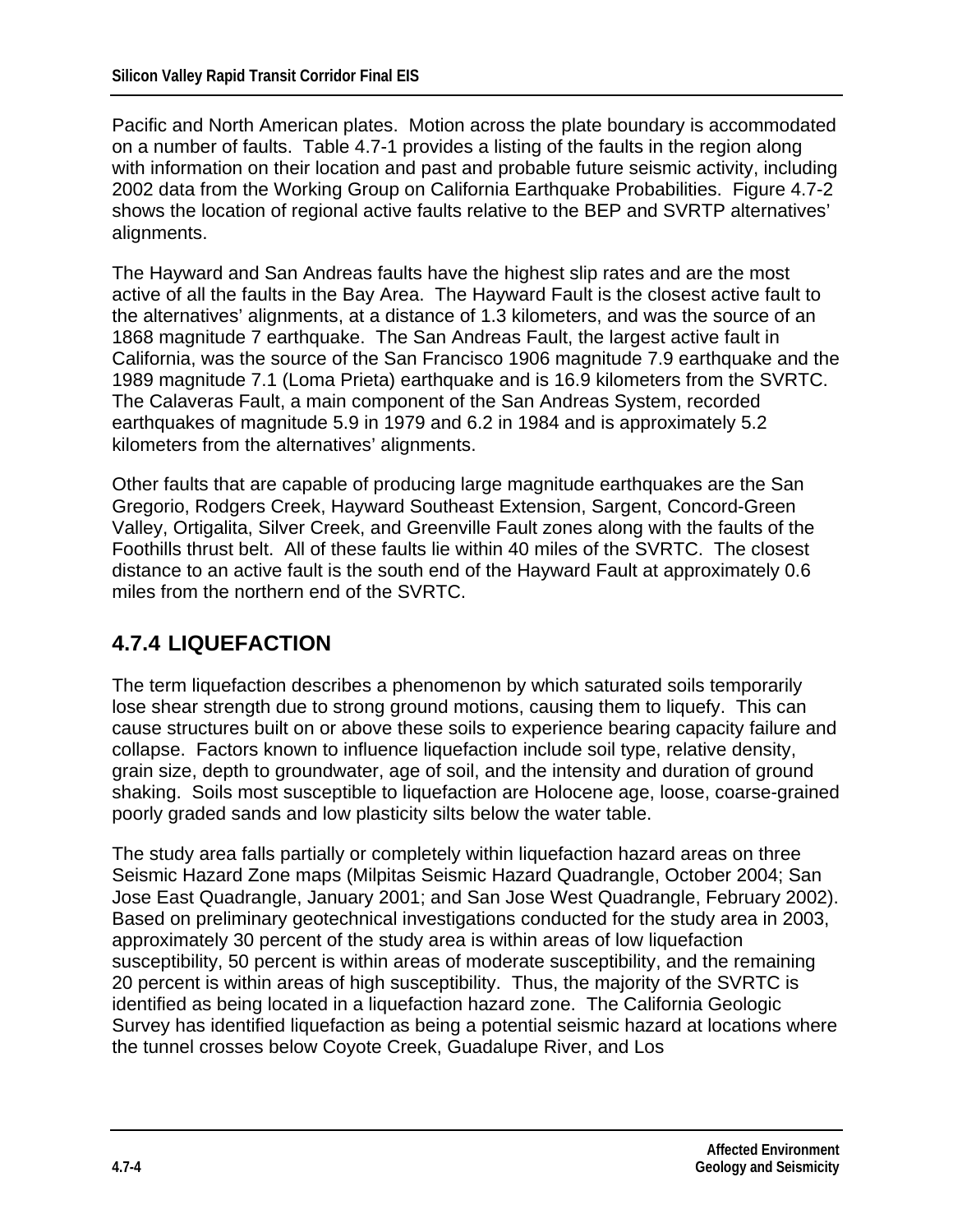Pacific and North American plates. Motion across the plate boundary is accommodated on a number of faults. Table 4.7-1 provides a listing of the faults in the region along with information on their location and past and probable future seismic activity, including 2002 data from the Working Group on California Earthquake Probabilities. Figure 4.7-2 shows the location of regional active faults relative to the BEP and SVRTP alternatives' alignments.

The Hayward and San Andreas faults have the highest slip rates and are the most active of all the faults in the Bay Area. The Hayward Fault is the closest active fault to the alternatives' alignments, at a distance of 1.3 kilometers, and was the source of an 1868 magnitude 7 earthquake. The San Andreas Fault, the largest active fault in California, was the source of the San Francisco 1906 magnitude 7.9 earthquake and the 1989 magnitude 7.1 (Loma Prieta) earthquake and is 16.9 kilometers from the SVRTC. The Calaveras Fault, a main component of the San Andreas System, recorded earthquakes of magnitude 5.9 in 1979 and 6.2 in 1984 and is approximately 5.2 kilometers from the alternatives' alignments.

Other faults that are capable of producing large magnitude earthquakes are the San Gregorio, Rodgers Creek, Hayward Southeast Extension, Sargent, Concord-Green Valley, Ortigalita, Silver Creek, and Greenville Fault zones along with the faults of the Foothills thrust belt. All of these faults lie within 40 miles of the SVRTC. The closest distance to an active fault is the south end of the Hayward Fault at approximately 0.6 miles from the northern end of the SVRTC.

## 4.7.4 LIQUEFACTION

The term liquefaction describes a phenomenon by which saturated soils temporarily lose shear strength due to strong ground motions, causing them to liquefy. This can cause structures built on or above these soils to experience bearing capacity failure and collapse. Factors known to influence liquefaction include soil type, relative density, grain size, depth to groundwater, age of soil, and the intensity and duration of ground shaking. Soils most susceptible to liquefaction are Holocene age, loose, coarse-grained poorly graded sands and low plasticity silts below the water table.

The study area falls partially or completely within liquefaction hazard areas on three Seismic Hazard Zone maps (Milpitas Seismic Hazard Quadrangle, October 2004; San Jose East Quadrangle, January 2001; and San Jose West Quadrangle, February 2002). Based on preliminary geotechnical investigations conducted for the study area in 2003, approximately 30 percent of the study area is within areas of low liquefaction susceptibility, 50 percent is within areas of moderate susceptibility, and the remaining 20 percent is within areas of high susceptibility. Thus, the majority of the SVRTC is identified as being located in a liquefaction hazard zone. The California Geologic Survey has identified liquefaction as being a potential seismic hazard at locations where the tunnel crosses below Coyote Creek, Guadalupe River, and Los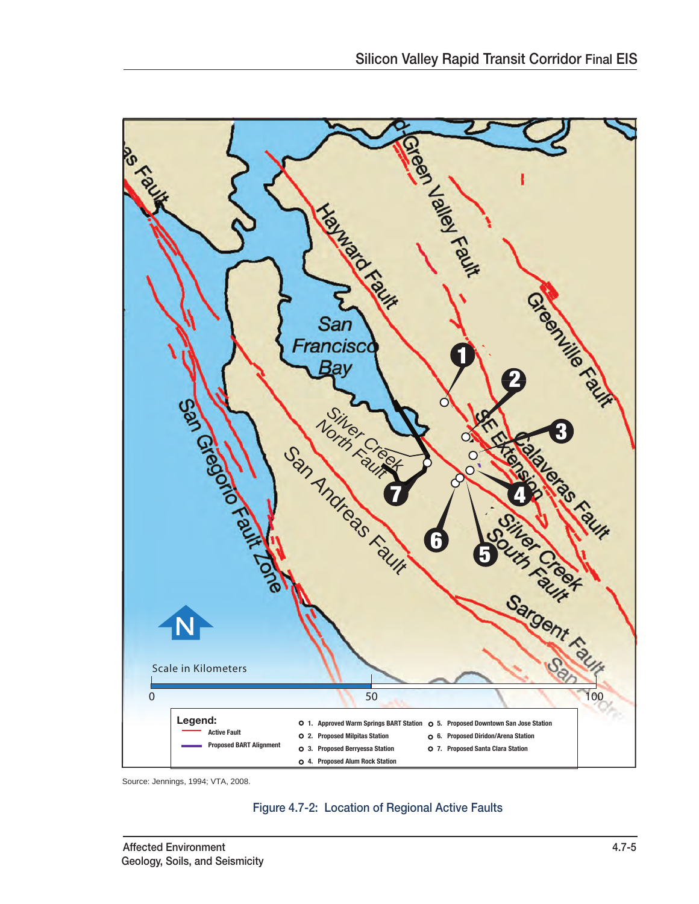Source: Jennings, 1994; VTA, 2008.

Figure 4.7-2: Location of Regional Active Faults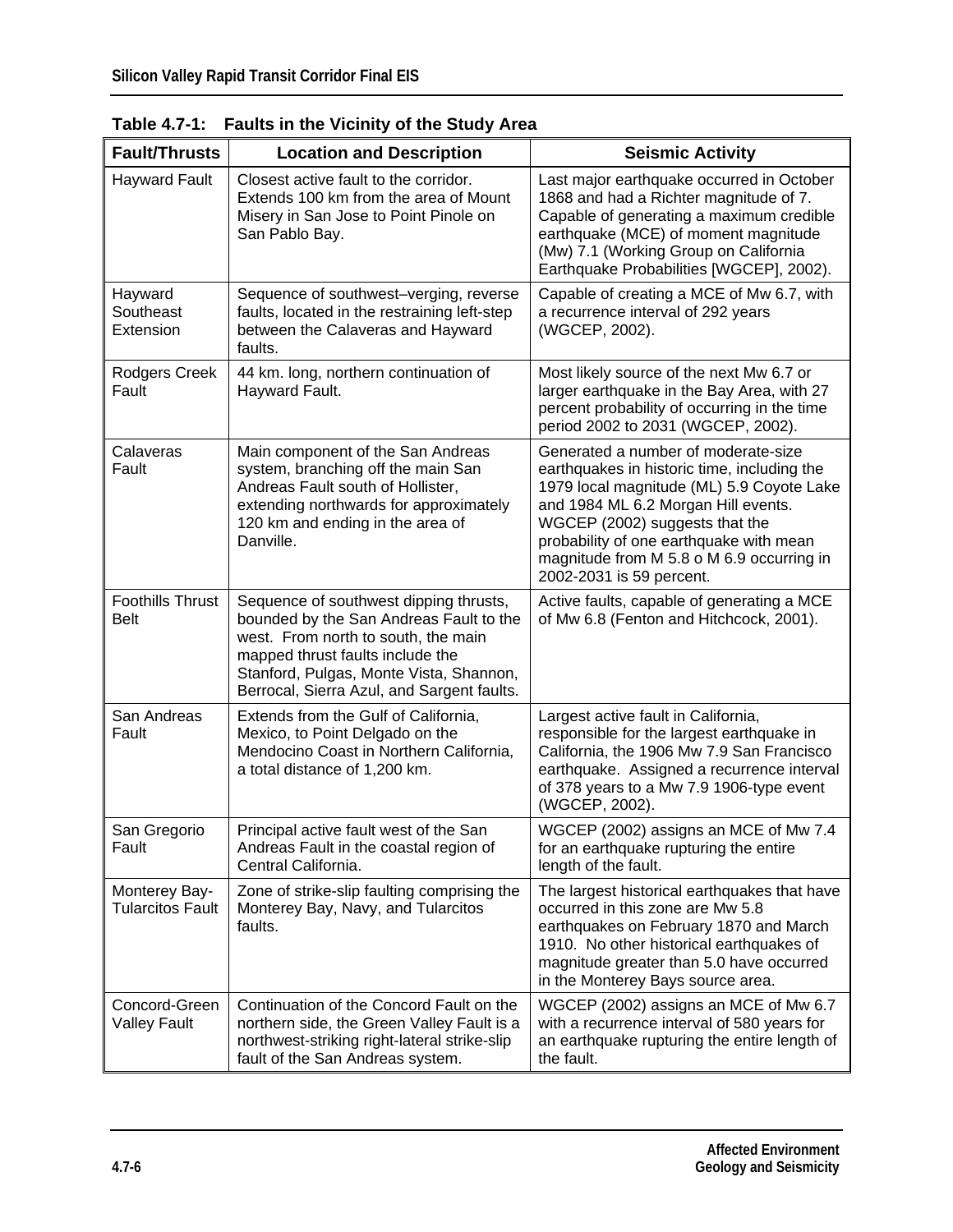**Table 4.7-1: Faults in the Vicinity of the Study Area**

| Fault/Thrusts | Location and Description | Seismic Activity |
|---|---|---|
| Hayward Fault | Closest active fault to the corridor. Extends 100 km from the area of Mount Misery in San Jose to Point Pinole on San Pablo Bay. | Last major earthquake occurred in October 1868 and had a Richter magnitude of 7. Capable of generating a maximum credible earthquake (MCE) of moment magnitude (Mw) 7.1 (Working Group on California Earthquake Probabilities [WGCEP], 2002). |
| Hayward Southeast Extension | Sequence of southwest–verging, reverse faults, located in the restraining left-step between the Calaveras and Hayward faults. | Capable of creating a MCE of Mw 6.7, with a recurrence interval of 292 years (WGCEP, 2002). |
| Rodgers Creek Fault | 44 km. long, northern continuation of Hayward Fault. | Most likely source of the next Mw 6.7 or larger earthquake in the Bay Area, with 27 percent probability of occurring in the time period 2002 to 2031 (WGCEP, 2002). |
| Calaveras Fault | Main component of the San Andreas system, branching off the main San Andreas Fault south of Hollister, extending northwards for approximately 120 km and ending in the area of Danville. | Generated a number of moderate-size earthquakes in historic time, including the 1979 local magnitude (ML) 5.9 Coyote Lake and 1984 ML 6.2 Morgan Hill events. WGCEP (2002) suggests that the probability of one earthquake with mean magnitude from M 5.8 o M 6.9 occurring in 2002-2031 is 59 percent. |
| Foothills Thrust Belt | Sequence of southwest dipping thrusts, bounded by the San Andreas Fault to the west. From north to south, the main mapped thrust faults include the Stanford, Pulgas, Monte Vista, Shannon, Berrocal, Sierra Azul, and Sargent faults. | Active faults, capable of generating a MCE of Mw 6.8 (Fenton and Hitchcock, 2001). |
| San Andreas Fault | Extends from the Gulf of California, Mexico, to Point Delgado on the Mendocino Coast in Northern California, a total distance of 1,200 km. | Largest active fault in California, responsible for the largest earthquake in California, the 1906 Mw 7.9 San Francisco earthquake. Assigned a recurrence interval of 378 years to a Mw 7.9 1906-type event (WGCEP, 2002). |
| San Gregorio Fault | Principal active fault west of the San Andreas Fault in the coastal region of Central California. | WGCEP (2002) assigns an MCE of Mw 7.4 for an earthquake rupturing the entire length of the fault. |
| Monterey Bay-Tularcitos Fault | Zone of strike-slip faulting comprising the Monterey Bay, Navy, and Tularcitos faults. | The largest historical earthquakes that have occurred in this zone are Mw 5.8 earthquakes on February 1870 and March 1910. No other historical earthquakes of magnitude greater than 5.0 have occurred in the Monterey Bays source area. |
| Concord-Green Valley Fault | Continuation of the Concord Fault on the northern side, the Green Valley Fault is a northwest-striking right-lateral strike-slip fault of the San Andreas system. | WGCEP (2002) assigns an MCE of Mw 6.7 with a recurrence interval of 580 years for an earthquake rupturing the entire length of the fault. |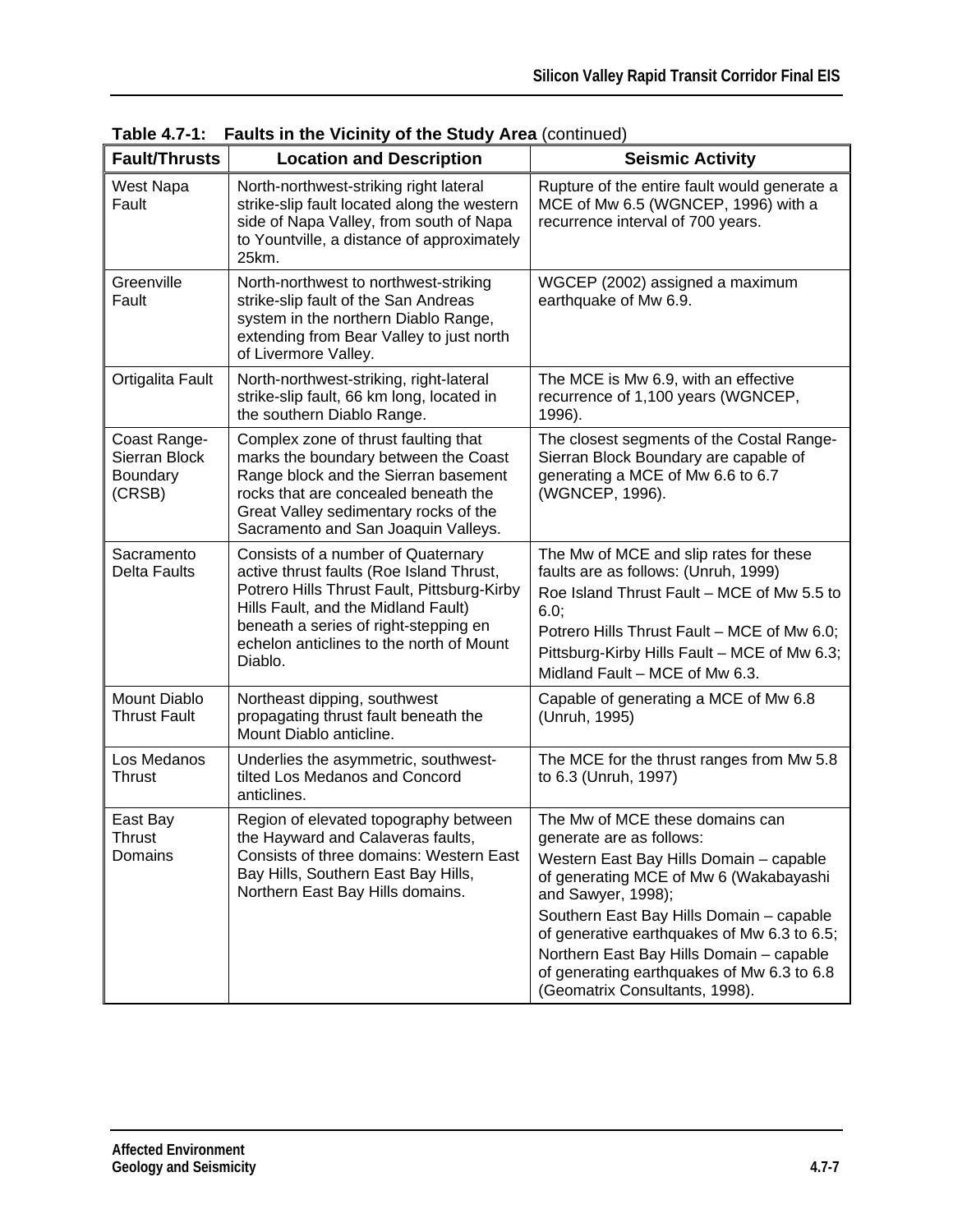**Table 4.7-1: Faults in the Vicinity of the Study Area** (continued)

| Fault/Thrusts | Location and Description | Seismic Activity |
|---|---|---|
| West Napa Fault | North-northwest-striking right lateral strike-slip fault located along the western side of Napa Valley, from south of Napa to Yountville, a distance of approximately 25km. | Rupture of the entire fault would generate a MCE of Mw 6.5 (WGNCEP, 1996) with a recurrence interval of 700 years. |
| Greenville Fault | North-northwest to northwest-striking strike-slip fault of the San Andreas system in the northern Diablo Range, extending from Bear Valley to just north of Livermore Valley. | WGCEP (2002) assigned a maximum earthquake of Mw 6.9. |
| Ortigalita Fault | North-northwest-striking, right-lateral strike-slip fault, 66 km long, located in the southern Diablo Range. | The MCE is Mw 6.9, with an effective recurrence of 1,100 years (WGNCEP, 1996). |
| Coast Range-Sierran Block Boundary (CRSB) | Complex zone of thrust faulting that marks the boundary between the Coast Range block and the Sierran basement rocks that are concealed beneath the Great Valley sedimentary rocks of the Sacramento and San Joaquin Valleys. | The closest segments of the Costal Range-Sierran Block Boundary are capable of generating a MCE of Mw 6.6 to 6.7 (WGNCEP, 1996). |
| Sacramento Delta Faults | Consists of a number of Quaternary active thrust faults (Roe Island Thrust, Potrero Hills Thrust Fault, Pittsburg-Kirby Hills Fault, and the Midland Fault) beneath a series of right-stepping en echelon anticlines to the north of Mount Diablo. | The Mw of MCE and slip rates for these faults are as follows: (Unruh, 1999)<br>Roe Island Thrust Fault – MCE of Mw 5.5 to 6.0;<br>Potrero Hills Thrust Fault – MCE of Mw 6.0;<br>Pittsburg-Kirby Hills Fault – MCE of Mw 6.3;<br>Midland Fault – MCE of Mw 6.3. |
| Mount Diablo Thrust Fault | Northeast dipping, southwest propagating thrust fault beneath the Mount Diablo anticline. | Capable of generating a MCE of Mw 6.8 (Unruh, 1995) |
| Los Medanos Thrust | Underlies the asymmetric, southwest-tilted Los Medanos and Concord anticlines. | The MCE for the thrust ranges from Mw 5.8 to 6.3 (Unruh, 1997) |
| East Bay Thrust Domains | Region of elevated topography between the Hayward and Calaveras faults, Consists of three domains: Western East Bay Hills, Southern East Bay Hills, Northern East Bay Hills domains. | The Mw of MCE these domains can generate are as follows:<br>Western East Bay Hills Domain – capable of generating MCE of Mw 6 (Wakabayashi and Sawyer, 1998);<br>Southern East Bay Hills Domain – capable of generative earthquakes of Mw 6.3 to 6.5;<br>Northern East Bay Hills Domain – capable of generating earthquakes of Mw 6.3 to 6.8 (Geomatrix Consultants, 1998). |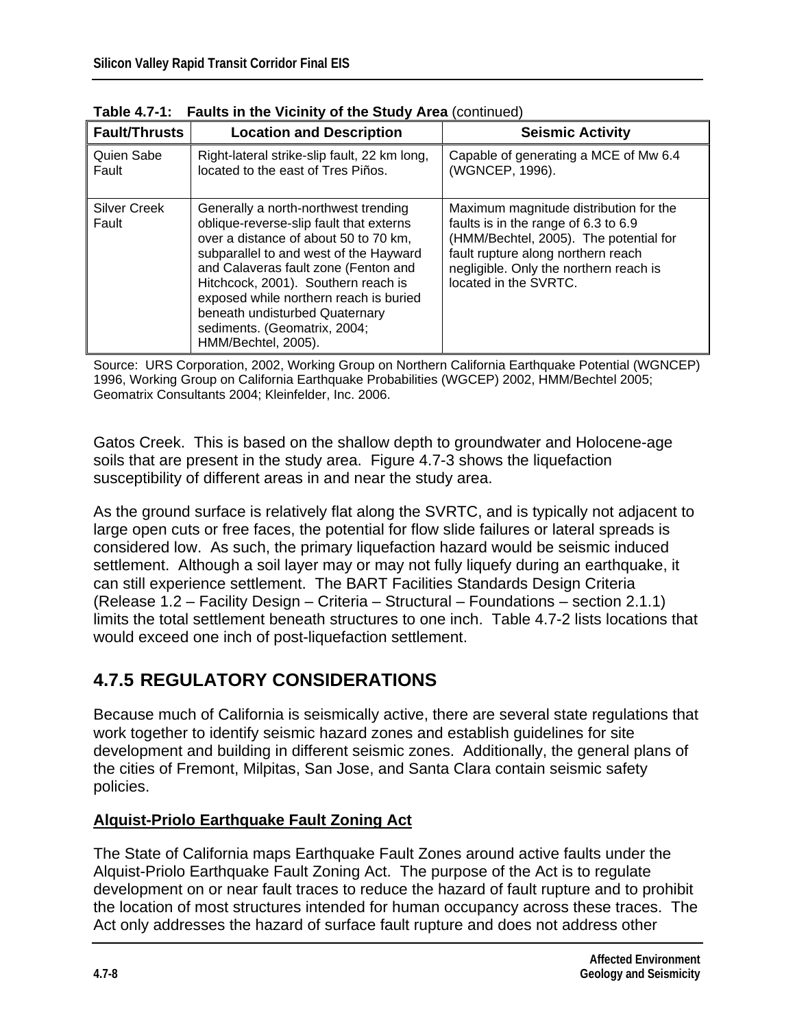**Table 4.7-1: Faults in the Vicinity of the Study Area** (continued)

| Fault/Thrusts | Location and Description | Seismic Activity |
|---|---|---|
| Quien Sabe Fault | Right-lateral strike-slip fault, 22 km long, located to the east of Tres Piños. | Capable of generating a MCE of Mw 6.4 (WGNCEP, 1996). |
| Silver Creek Fault | Generally a north-northwest trending oblique-reverse-slip fault that externs over a distance of about 50 to 70 km, subparallel to and west of the Hayward and Calaveras fault zone (Fenton and Hitchcock, 2001). Southern reach is exposed while northern reach is buried beneath undisturbed Quaternary sediments. (Geomatrix, 2004; HMM/Bechtel, 2005). | Maximum magnitude distribution for the faults is in the range of 6.3 to 6.9 (HMM/Bechtel, 2005). The potential for fault rupture along northern reach negligible. Only the northern reach is located in the SVRTC. |

Source: URS Corporation, 2002, Working Group on Northern California Earthquake Potential (WGNCEP) 1996, Working Group on California Earthquake Probabilities (WGCEP) 2002, HMM/Bechtel 2005; Geomatrix Consultants 2004; Kleinfelder, Inc. 2006.

Gatos Creek. This is based on the shallow depth to groundwater and Holocene-age soils that are present in the study area. Figure 4.7-3 shows the liquefaction susceptibility of different areas in and near the study area.

As the ground surface is relatively flat along the SVRTC, and is typically not adjacent to large open cuts or free faces, the potential for flow slide failures or lateral spreads is considered low. As such, the primary liquefaction hazard would be seismic induced settlement. Although a soil layer may or may not fully liquefy during an earthquake, it can still experience settlement. The BART Facilities Standards Design Criteria (Release 1.2 – Facility Design – Criteria – Structural – Foundations – section 2.1.1) limits the total settlement beneath structures to one inch. Table 4.7-2 lists locations that would exceed one inch of post-liquefaction settlement.

## 4.7.5 REGULATORY CONSIDERATIONS

Because much of California is seismically active, there are several state regulations that work together to identify seismic hazard zones and establish guidelines for site development and building in different seismic zones. Additionally, the general plans of the cities of Fremont, Milpitas, San Jose, and Santa Clara contain seismic safety policies.

### Alquist-Priolo Earthquake Fault Zoning Act

The State of California maps Earthquake Fault Zones around active faults under the Alquist-Priolo Earthquake Fault Zoning Act. The purpose of the Act is to regulate development on or near fault traces to reduce the hazard of fault rupture and to prohibit the location of most structures intended for human occupancy across these traces. The Act only addresses the hazard of surface fault rupture and does not address other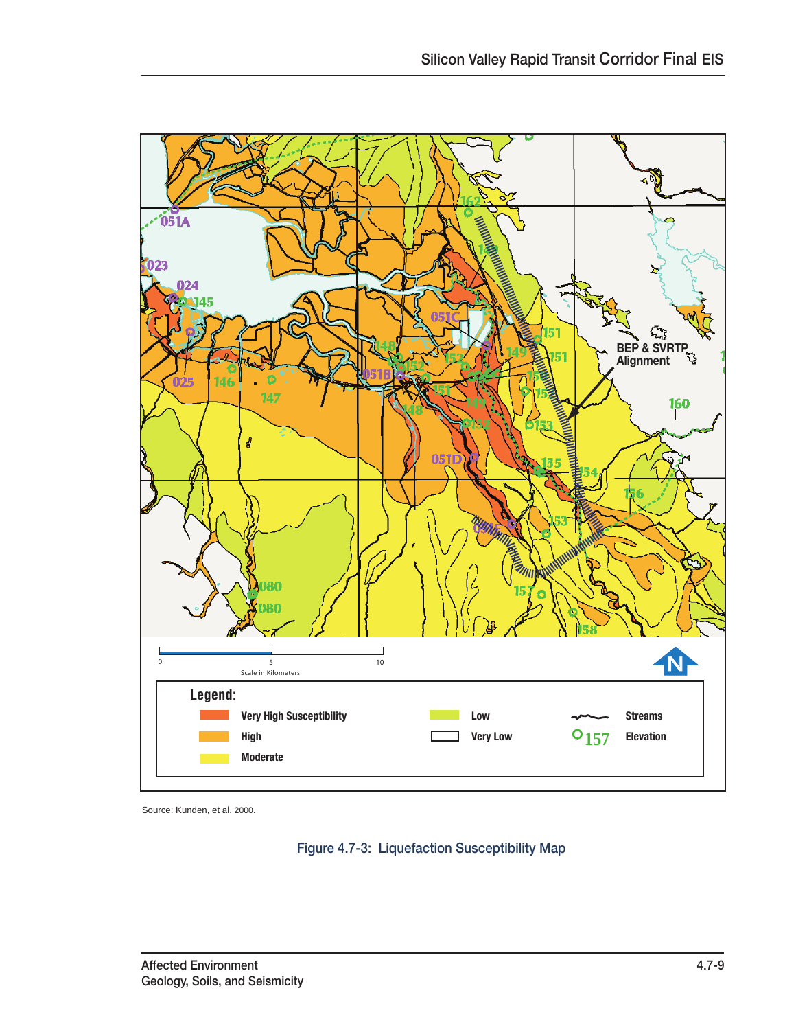Source: Kunden, et al. 2000.

Figure 4.7-3: Liquefaction Susceptibility Map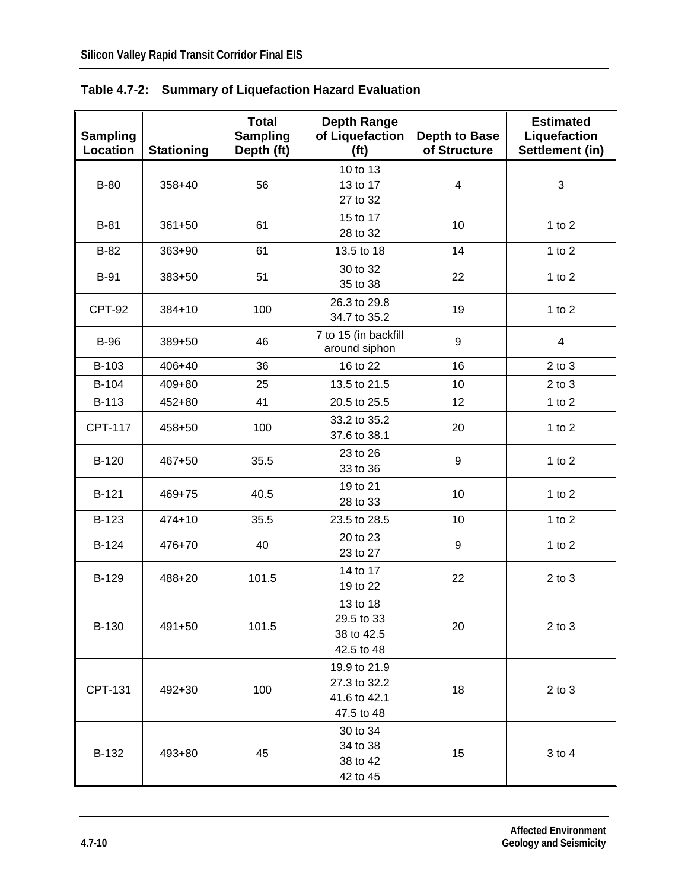**Table 4.7-2: Summary of Liquefaction Hazard Evaluation**

| Sampling Location | Stationing | Total Sampling Depth (ft) | Depth Range of Liquefaction (ft) | Depth to Base of Structure | Estimated Liquefaction Settlement (in) |
|---|---|---|---|---|---|
| B-80 | 358+40 | 56 | 10 to 13<br>13 to 17<br>27 to 32 | 4 | 3 |
| B-81 | 361+50 | 61 | 15 to 17<br>28 to 32 | 10 | 1 to 2 |
| B-82 | 363+90 | 61 | 13.5 to 18 | 14 | 1 to 2 |
| B-91 | 383+50 | 51 | 30 to 32<br>35 to 38 | 22 | 1 to 2 |
| CPT-92 | 384+10 | 100 | 26.3 to 29.8<br>34.7 to 35.2 | 19 | 1 to 2 |
| B-96 | 389+50 | 46 | 7 to 15 (in backfill around siphon | 9 | 4 |
| B-103 | 406+40 | 36 | 16 to 22 | 16 | 2 to 3 |
| B-104 | 409+80 | 25 | 13.5 to 21.5 | 10 | 2 to 3 |
| B-113 | 452+80 | 41 | 20.5 to 25.5 | 12 | 1 to 2 |
| CPT-117 | 458+50 | 100 | 33.2 to 35.2<br>37.6 to 38.1 | 20 | 1 to 2 |
| B-120 | 467+50 | 35.5 | 23 to 26<br>33 to 36 | 9 | 1 to 2 |
| B-121 | 469+75 | 40.5 | 19 to 21<br>28 to 33 | 10 | 1 to 2 |
| B-123 | 474+10 | 35.5 | 23.5 to 28.5 | 10 | 1 to 2 |
| B-124 | 476+70 | 40 | 20 to 23<br>23 to 27 | 9 | 1 to 2 |
| B-129 | 488+20 | 101.5 | 14 to 17<br>19 to 22 | 22 | 2 to 3 |
| B-130 | 491+50 | 101.5 | 13 to 18<br>29.5 to 33<br>38 to 42.5<br>42.5 to 48 | 20 | 2 to 3 |
| CPT-131 | 492+30 | 100 | 19.9 to 21.9<br>27.3 to 32.2<br>41.6 to 42.1<br>47.5 to 48 | 18 | 2 to 3 |
| B-132 | 493+80 | 45 | 30 to 34<br>34 to 38<br>38 to 42<br>42 to 45 | 15 | 3 to 4 |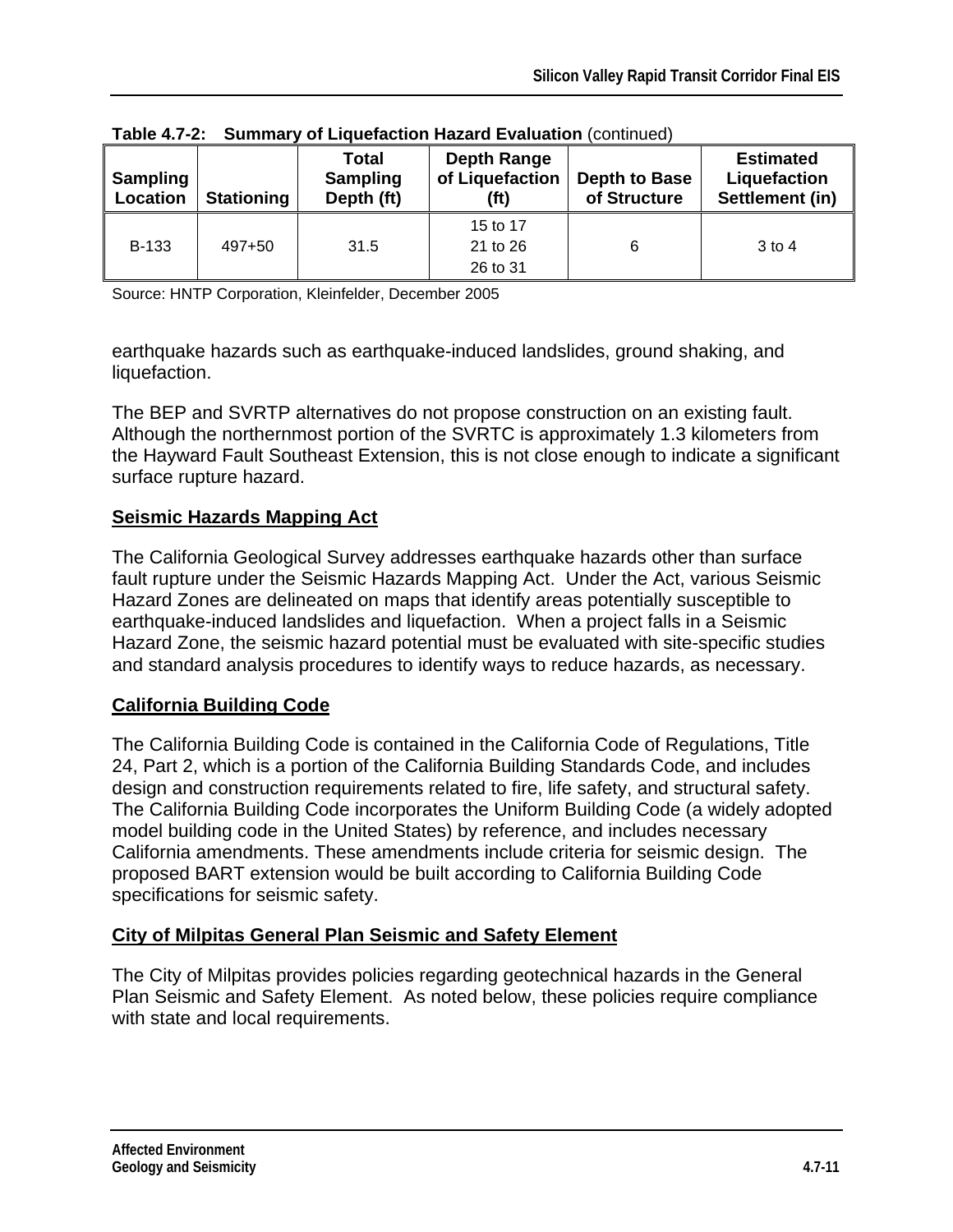**Table 4.7-2: Summary of Liquefaction Hazard Evaluation** (continued)

| Sampling Location | Stationing | Total Sampling Depth (ft) | Depth Range of Liquefaction (ft) | Depth to Base of Structure | Estimated Liquefaction Settlement (in) |
|---|---|---|---|---|---|
| B-133 | 497+50 | 31.5 | 15 to 17<br>21 to 26<br>26 to 31 | 6 | 3 to 4 |

Source: HNTP Corporation, Kleinfelder, December 2005

earthquake hazards such as earthquake-induced landslides, ground shaking, and liquefaction.

The BEP and SVRTP alternatives do not propose construction on an existing fault. Although the northernmost portion of the SVRTC is approximately 1.3 kilometers from the Hayward Fault Southeast Extension, this is not close enough to indicate a significant surface rupture hazard.

## Seismic Hazards Mapping Act

The California Geological Survey addresses earthquake hazards other than surface fault rupture under the Seismic Hazards Mapping Act. Under the Act, various Seismic Hazard Zones are delineated on maps that identify areas potentially susceptible to earthquake-induced landslides and liquefaction. When a project falls in a Seismic Hazard Zone, the seismic hazard potential must be evaluated with site-specific studies and standard analysis procedures to identify ways to reduce hazards, as necessary.

## California Building Code

The California Building Code is contained in the California Code of Regulations, Title 24, Part 2, which is a portion of the California Building Standards Code, and includes design and construction requirements related to fire, life safety, and structural safety. The California Building Code incorporates the Uniform Building Code (a widely adopted model building code in the United States) by reference, and includes necessary California amendments. These amendments include criteria for seismic design. The proposed BART extension would be built according to California Building Code specifications for seismic safety.

## City of Milpitas General Plan Seismic and Safety Element

The City of Milpitas provides policies regarding geotechnical hazards in the General Plan Seismic and Safety Element. As noted below, these policies require compliance with state and local requirements.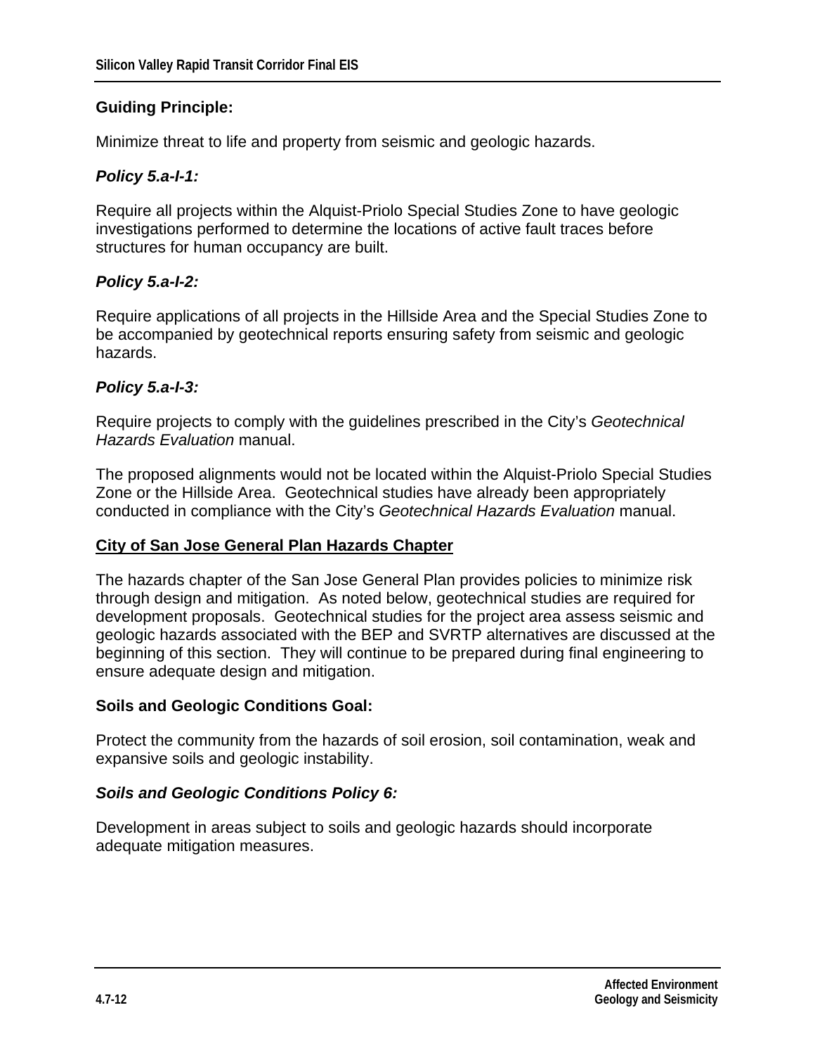**Guiding Principle:**

Minimize threat to life and property from seismic and geologic hazards.

***Policy 5.a-I-1:***

Require all projects within the Alquist-Priolo Special Studies Zone to have geologic investigations performed to determine the locations of active fault traces before structures for human occupancy are built.

***Policy 5.a-I-2:***

Require applications of all projects in the Hillside Area and the Special Studies Zone to be accompanied by geotechnical reports ensuring safety from seismic and geologic hazards.

***Policy 5.a-I-3:***

Require projects to comply with the guidelines prescribed in the City's *Geotechnical Hazards Evaluation* manual.

The proposed alignments would not be located within the Alquist-Priolo Special Studies Zone or the Hillside Area. Geotechnical studies have already been appropriately conducted in compliance with the City's *Geotechnical Hazards Evaluation* manual.

**<u>City of San Jose General Plan Hazards Chapter</u>**

The hazards chapter of the San Jose General Plan provides policies to minimize risk through design and mitigation. As noted below, geotechnical studies are required for development proposals. Geotechnical studies for the project area assess seismic and geologic hazards associated with the BEP and SVRTP alternatives are discussed at the beginning of this section. They will continue to be prepared during final engineering to ensure adequate design and mitigation.

**Soils and Geologic Conditions Goal:**

Protect the community from the hazards of soil erosion, soil contamination, weak and expansive soils and geologic instability.

***Soils and Geologic Conditions Policy 6:***

Development in areas subject to soils and geologic hazards should incorporate adequate mitigation measures.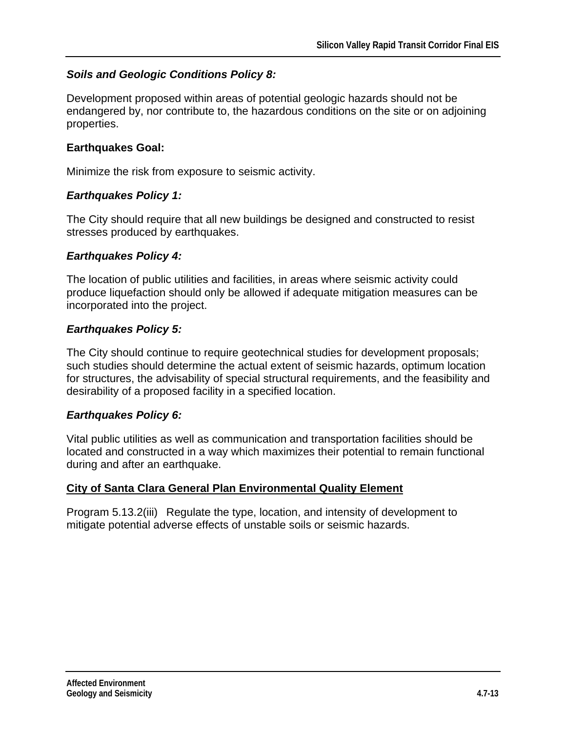***Soils and Geologic Conditions Policy 8:***

Development proposed within areas of potential geologic hazards should not be endangered by, nor contribute to, the hazardous conditions on the site or on adjoining properties.

**Earthquakes Goal:**

Minimize the risk from exposure to seismic activity.

***Earthquakes Policy 1:***

The City should require that all new buildings be designed and constructed to resist stresses produced by earthquakes.

***Earthquakes Policy 4:***

The location of public utilities and facilities, in areas where seismic activity could produce liquefaction should only be allowed if adequate mitigation measures can be incorporated into the project.

***Earthquakes Policy 5:***

The City should continue to require geotechnical studies for development proposals; such studies should determine the actual extent of seismic hazards, optimum location for structures, the advisability of special structural requirements, and the feasibility and desirability of a proposed facility in a specified location.

***Earthquakes Policy 6:***

Vital public utilities as well as communication and transportation facilities should be located and constructed in a way which maximizes their potential to remain functional during and after an earthquake.

<u>**City of Santa Clara General Plan Environmental Quality Element**</u>

Program 5.13.2(iii) Regulate the type, location, and intensity of development to mitigate potential adverse effects of unstable soils or seismic hazards.